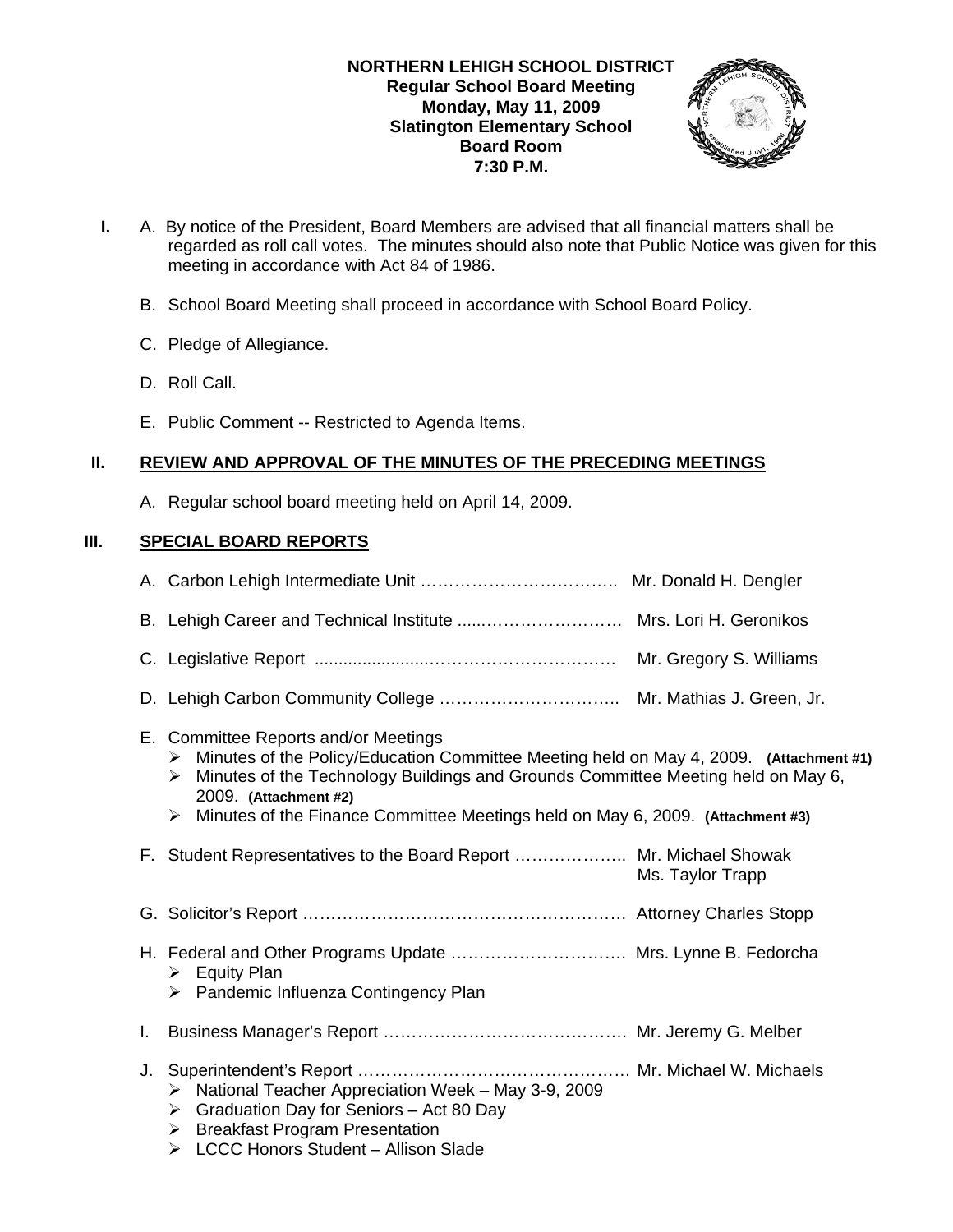**NORTHERN LEHIGH SCHOOL DISTRICT**
**Regular School Board Meeting**
**Monday, May 11, 2009**
**Slatington Elementary School**
**Board Room**
**7:30 P.M.**

**I.** A. By notice of the President, Board Members are advised that all financial matters shall be regarded as roll call votes. The minutes should also note that Public Notice was given for this meeting in accordance with Act 84 of 1986.

B. School Board Meeting shall proceed in accordance with School Board Policy.

C. Pledge of Allegiance.

D. Roll Call.

E. Public Comment -- Restricted to Agenda Items.

## II. REVIEW AND APPROVAL OF THE MINUTES OF THE PRECEDING MEETINGS

A. Regular school board meeting held on April 14, 2009.

## III. SPECIAL BOARD REPORTS

A. Carbon Lehigh Intermediate Unit …………………………….. Mr. Donald H. Dengler

B. Lehigh Career and Technical Institute .....…………………… Mrs. Lori H. Geronikos

C. Legislative Report ......................……………………………. Mr. Gregory S. Williams

D. Lehigh Carbon Community College ………………………….. Mr. Mathias J. Green, Jr.

E. Committee Reports and/or Meetings
- Minutes of the Policy/Education Committee Meeting held on May 4, 2009. **(Attachment #1)**
- Minutes of the Technology Buildings and Grounds Committee Meeting held on May 6, 2009. **(Attachment #2)**
- Minutes of the Finance Committee Meetings held on May 6, 2009. **(Attachment #3)**

F. Student Representatives to the Board Report ……………….. Mr. Michael Showak
Ms. Taylor Trapp

G. Solicitor's Report …………………………………………………. Attorney Charles Stopp

H. Federal and Other Programs Update …………………………. Mrs. Lynne B. Fedorcha
- Equity Plan
- Pandemic Influenza Contingency Plan

I. Business Manager's Report ……………………………………. Mr. Jeremy G. Melber

J. Superintendent's Report ………………………………………… Mr. Michael W. Michaels
- National Teacher Appreciation Week – May 3-9, 2009
- Graduation Day for Seniors – Act 80 Day
- Breakfast Program Presentation
- LCCC Honors Student – Allison Slade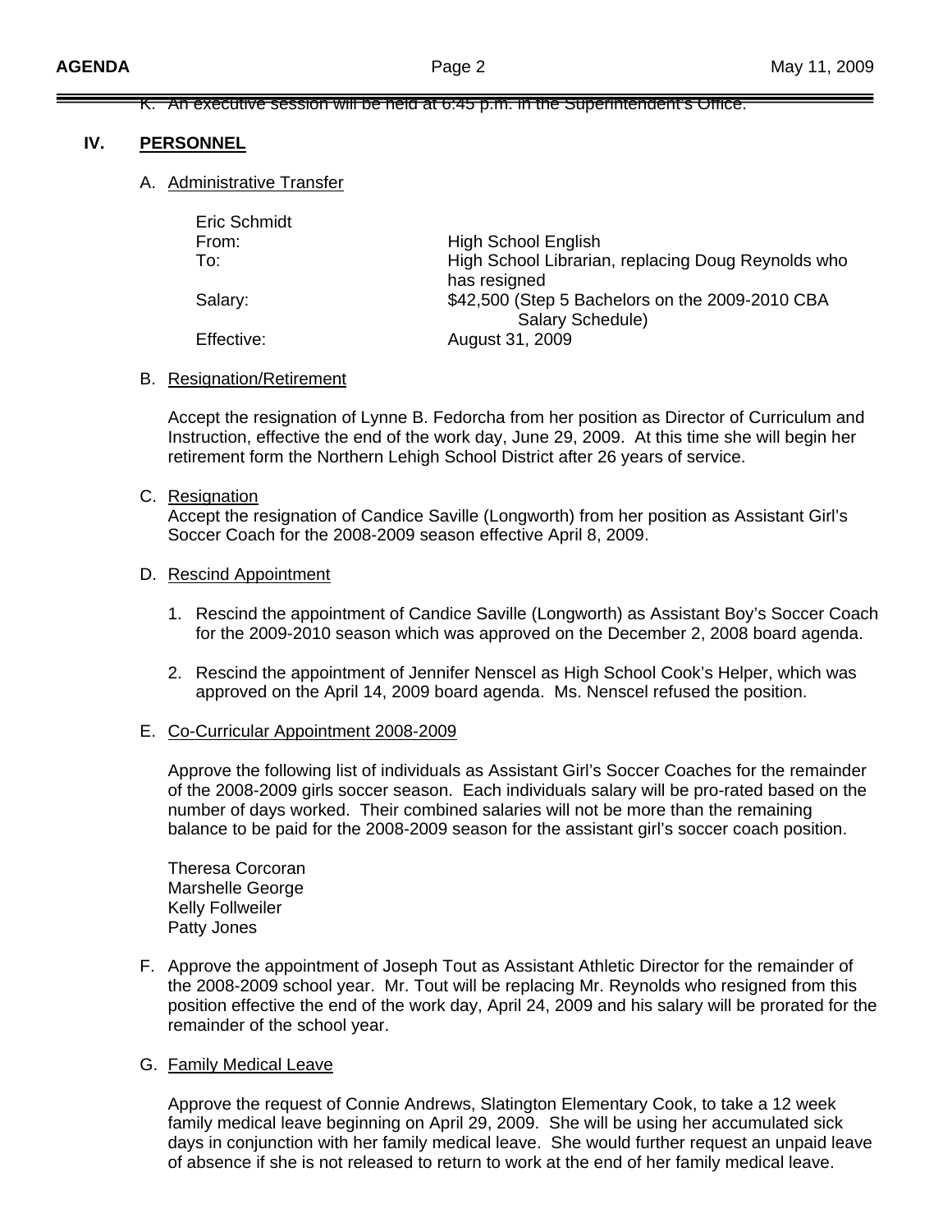K. An executive session will be held at 6:45 p.m. in the Superintendent's Office.

## IV. PERSONNEL

A. Administrative Transfer

| | |
|---|---|
| Eric Schmidt | |
| From: | High School English |
| To: | High School Librarian, replacing Doug Reynolds who has resigned |
| Salary: | $42,500 (Step 5 Bachelors on the 2009-2010 CBA Salary Schedule) |
| Effective: | August 31, 2009 |

B. Resignation/Retirement

Accept the resignation of Lynne B. Fedorcha from her position as Director of Curriculum and Instruction, effective the end of the work day, June 29, 2009. At this time she will begin her retirement form the Northern Lehigh School District after 26 years of service.

C. Resignation

Accept the resignation of Candice Saville (Longworth) from her position as Assistant Girl's Soccer Coach for the 2008-2009 season effective April 8, 2009.

D. Rescind Appointment

1. Rescind the appointment of Candice Saville (Longworth) as Assistant Boy's Soccer Coach for the 2009-2010 season which was approved on the December 2, 2008 board agenda.
2. Rescind the appointment of Jennifer Nenscel as High School Cook's Helper, which was approved on the April 14, 2009 board agenda. Ms. Nenscel refused the position.

E. Co-Curricular Appointment 2008-2009

Approve the following list of individuals as Assistant Girl's Soccer Coaches for the remainder of the 2008-2009 girls soccer season. Each individuals salary will be pro-rated based on the number of days worked. Their combined salaries will not be more than the remaining balance to be paid for the 2008-2009 season for the assistant girl's soccer coach position.

Theresa Corcoran
Marshelle George
Kelly Follweiler
Patty Jones

F. Approve the appointment of Joseph Tout as Assistant Athletic Director for the remainder of the 2008-2009 school year. Mr. Tout will be replacing Mr. Reynolds who resigned from this position effective the end of the work day, April 24, 2009 and his salary will be prorated for the remainder of the school year.

G. Family Medical Leave

Approve the request of Connie Andrews, Slatington Elementary Cook, to take a 12 week family medical leave beginning on April 29, 2009. She will be using her accumulated sick days in conjunction with her family medical leave. She would further request an unpaid leave of absence if she is not released to return to work at the end of her family medical leave.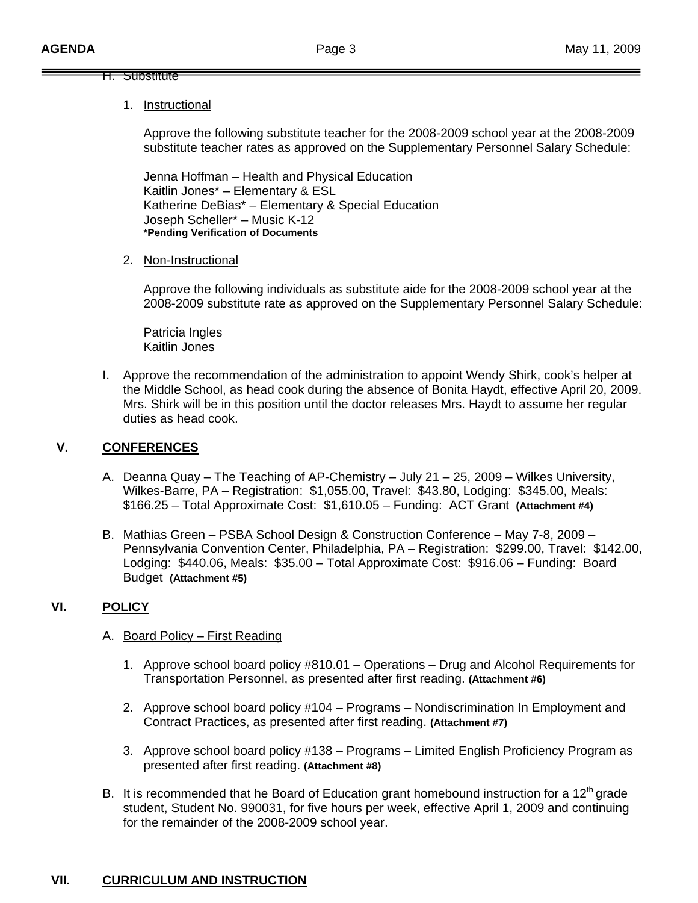H. Substitute

1. Instructional

   Approve the following substitute teacher for the 2008-2009 school year at the 2008-2009 substitute teacher rates as approved on the Supplementary Personnel Salary Schedule:

   Jenna Hoffman – Health and Physical Education
   Kaitlin Jones* – Elementary & ESL
   Katherine DeBias* – Elementary & Special Education
   Joseph Scheller* – Music K-12
   **\*Pending Verification of Documents**

2. Non-Instructional

   Approve the following individuals as substitute aide for the 2008-2009 school year at the 2008-2009 substitute rate as approved on the Supplementary Personnel Salary Schedule:

   Patricia Ingles
   Kaitlin Jones

I. Approve the recommendation of the administration to appoint Wendy Shirk, cook's helper at the Middle School, as head cook during the absence of Bonita Haydt, effective April 20, 2009. Mrs. Shirk will be in this position until the doctor releases Mrs. Haydt to assume her regular duties as head cook.

## V. CONFERENCES

A. Deanna Quay – The Teaching of AP-Chemistry – July 21 – 25, 2009 – Wilkes University, Wilkes-Barre, PA – Registration: $1,055.00, Travel: $43.80, Lodging: $345.00, Meals: $166.25 – Total Approximate Cost: $1,610.05 – Funding: ACT Grant **(Attachment #4)**

B. Mathias Green – PSBA School Design & Construction Conference – May 7-8, 2009 – Pennsylvania Convention Center, Philadelphia, PA – Registration: $299.00, Travel: $142.00, Lodging: $440.06, Meals: $35.00 – Total Approximate Cost: $916.06 – Funding: Board Budget **(Attachment #5)**

## VI. POLICY

A. Board Policy – First Reading

1. Approve school board policy #810.01 – Operations – Drug and Alcohol Requirements for Transportation Personnel, as presented after first reading. **(Attachment #6)**

2. Approve school board policy #104 – Programs – Nondiscrimination In Employment and Contract Practices, as presented after first reading. **(Attachment #7)**

3. Approve school board policy #138 – Programs – Limited English Proficiency Program as presented after first reading. **(Attachment #8)**

B. It is recommended that he Board of Education grant homebound instruction for a 12th grade student, Student No. 990031, for five hours per week, effective April 1, 2009 and continuing for the remainder of the 2008-2009 school year.

## VII. CURRICULUM AND INSTRUCTION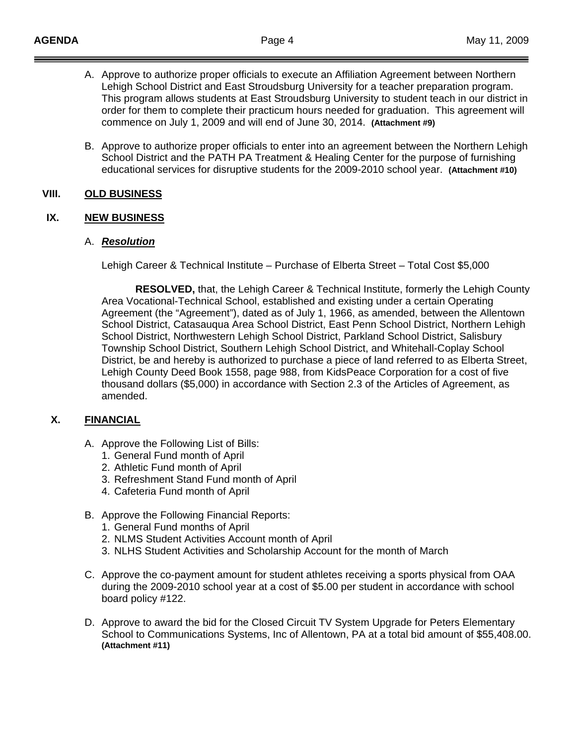A. Approve to authorize proper officials to execute an Affiliation Agreement between Northern Lehigh School District and East Stroudsburg University for a teacher preparation program. This program allows students at East Stroudsburg University to student teach in our district in order for them to complete their practicum hours needed for graduation. This agreement will commence on July 1, 2009 and will end of June 30, 2014. **(Attachment #9)**

B. Approve to authorize proper officials to enter into an agreement between the Northern Lehigh School District and the PATH PA Treatment & Healing Center for the purpose of furnishing educational services for disruptive students for the 2009-2010 school year. **(Attachment #10)**

## VIII. OLD BUSINESS

## IX. NEW BUSINESS

A. ***Resolution***

Lehigh Career & Technical Institute – Purchase of Elberta Street – Total Cost $5,000

**RESOLVED,** that, the Lehigh Career & Technical Institute, formerly the Lehigh County Area Vocational-Technical School, established and existing under a certain Operating Agreement (the "Agreement"), dated as of July 1, 1966, as amended, between the Allentown School District, Catasauqua Area School District, East Penn School District, Northern Lehigh School District, Northwestern Lehigh School District, Parkland School District, Salisbury Township School District, Southern Lehigh School District, and Whitehall-Coplay School District, be and hereby is authorized to purchase a piece of land referred to as Elberta Street, Lehigh County Deed Book 1558, page 988, from KidsPeace Corporation for a cost of five thousand dollars ($5,000) in accordance with Section 2.3 of the Articles of Agreement, as amended.

## X. FINANCIAL

A. Approve the Following List of Bills:
   1. General Fund month of April
   2. Athletic Fund month of April
   3. Refreshment Stand Fund month of April
   4. Cafeteria Fund month of April

B. Approve the Following Financial Reports:
   1. General Fund months of April
   2. NLMS Student Activities Account month of April
   3. NLHS Student Activities and Scholarship Account for the month of March

C. Approve the co-payment amount for student athletes receiving a sports physical from OAA during the 2009-2010 school year at a cost of $5.00 per student in accordance with school board policy #122.

D. Approve to award the bid for the Closed Circuit TV System Upgrade for Peters Elementary School to Communications Systems, Inc of Allentown, PA at a total bid amount of $55,408.00. **(Attachment #11)**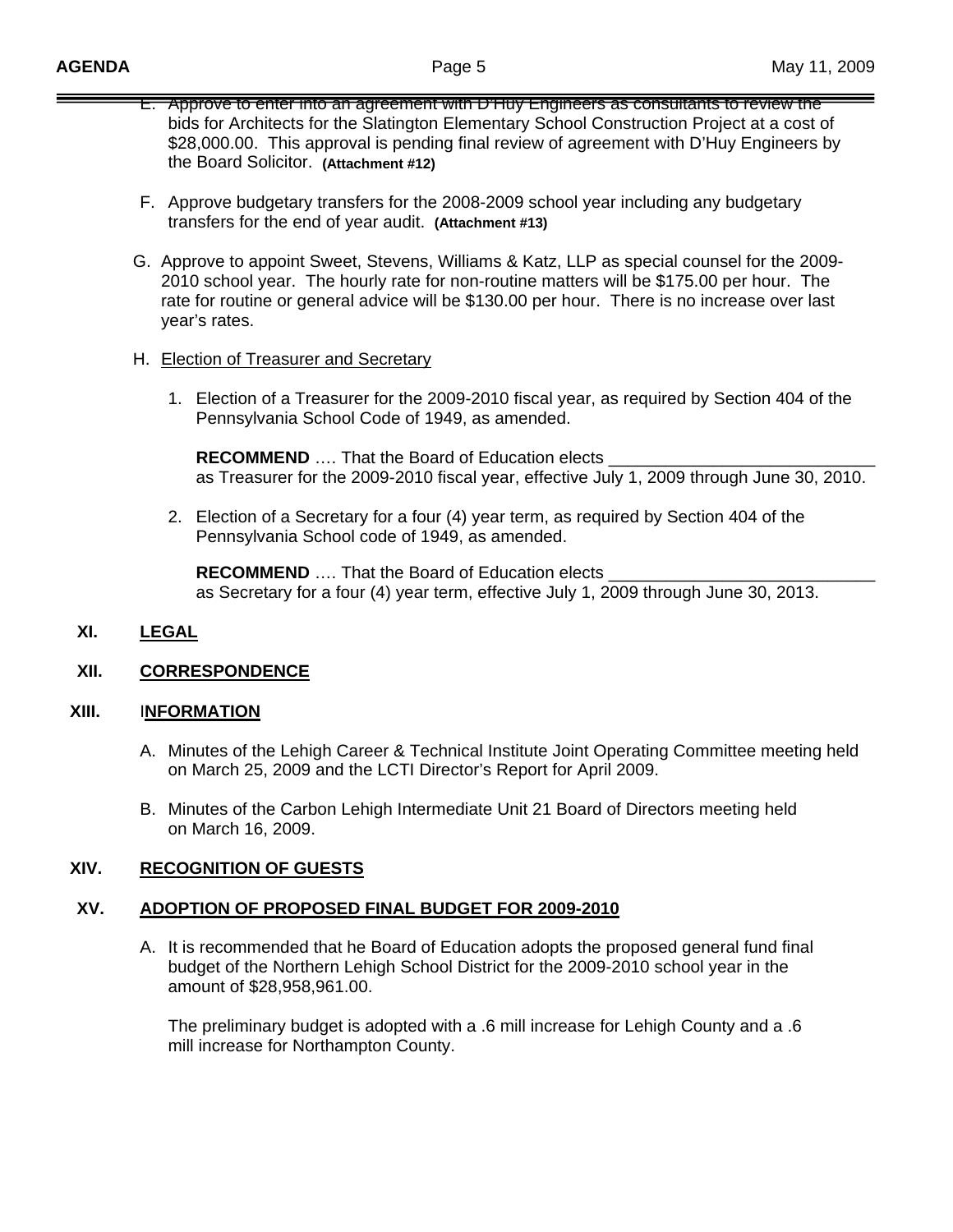E. Approve to enter into an agreement with D'Huy Engineers as consultants to review the bids for Architects for the Slatington Elementary School Construction Project at a cost of $28,000.00. This approval is pending final review of agreement with D'Huy Engineers by the Board Solicitor. **(Attachment #12)**

F. Approve budgetary transfers for the 2008-2009 school year including any budgetary transfers for the end of year audit. **(Attachment #13)**

G. Approve to appoint Sweet, Stevens, Williams & Katz, LLP as special counsel for the 2009-2010 school year. The hourly rate for non-routine matters will be $175.00 per hour. The rate for routine or general advice will be $130.00 per hour. There is no increase over last year's rates.

H. Election of Treasurer and Secretary

1. Election of a Treasurer for the 2009-2010 fiscal year, as required by Section 404 of the Pennsylvania School Code of 1949, as amended.

   **RECOMMEND** …. That the Board of Education elects ____________________________ as Treasurer for the 2009-2010 fiscal year, effective July 1, 2009 through June 30, 2010.

2. Election of a Secretary for a four (4) year term, as required by Section 404 of the Pennsylvania School code of 1949, as amended.

   **RECOMMEND** …. That the Board of Education elects ____________________________ as Secretary for a four (4) year term, effective July 1, 2009 through June 30, 2013.

## XI. LEGAL

## XII. CORRESPONDENCE

## XIII. INFORMATION

A. Minutes of the Lehigh Career & Technical Institute Joint Operating Committee meeting held on March 25, 2009 and the LCTI Director's Report for April 2009.

B. Minutes of the Carbon Lehigh Intermediate Unit 21 Board of Directors meeting held on March 16, 2009.

## XIV. RECOGNITION OF GUESTS

## XV. ADOPTION OF PROPOSED FINAL BUDGET FOR 2009-2010

A. It is recommended that he Board of Education adopts the proposed general fund final budget of the Northern Lehigh School District for the 2009-2010 school year in the amount of $28,958,961.00.

   The preliminary budget is adopted with a .6 mill increase for Lehigh County and a .6 mill increase for Northampton County.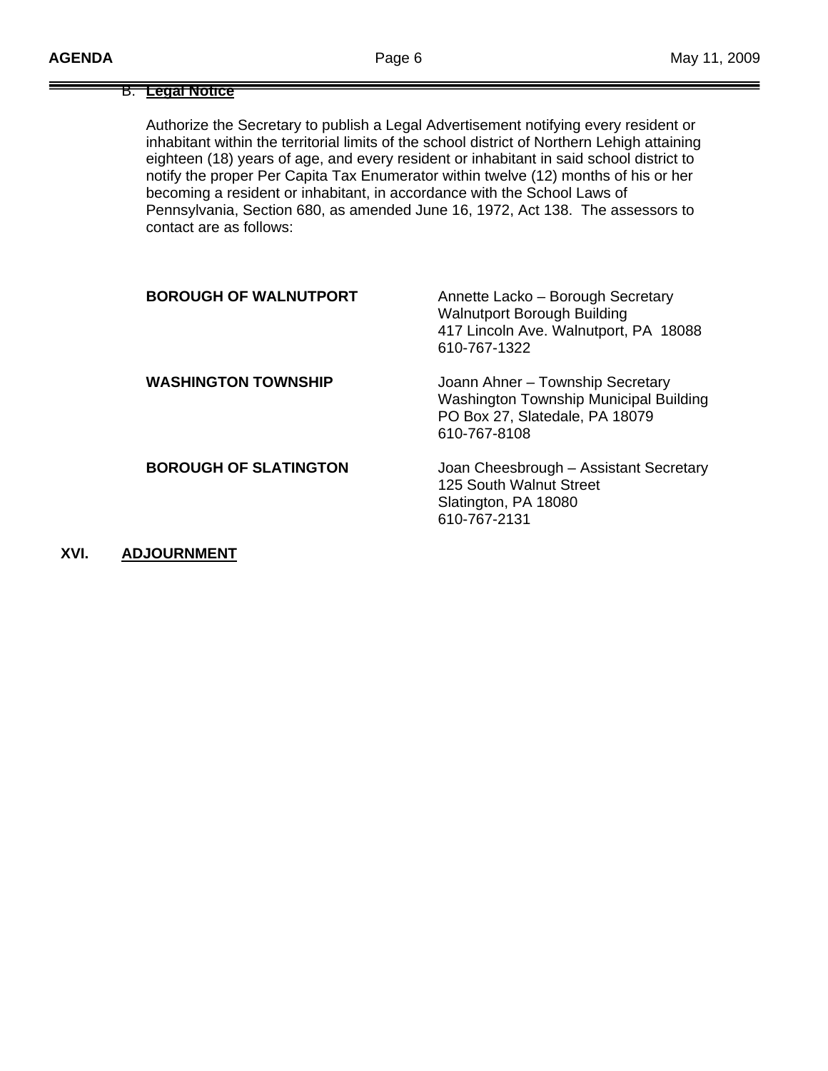B. **Legal Notice**

Authorize the Secretary to publish a Legal Advertisement notifying every resident or inhabitant within the territorial limits of the school district of Northern Lehigh attaining eighteen (18) years of age, and every resident or inhabitant in said school district to notify the proper Per Capita Tax Enumerator within twelve (12) months of his or her becoming a resident or inhabitant, in accordance with the School Laws of Pennsylvania, Section 680, as amended June 16, 1972, Act 138. The assessors to contact are as follows:

| | |
|---|---|
| **BOROUGH OF WALNUTPORT** | Annette Lacko – Borough Secretary<br>Walnutport Borough Building<br>417 Lincoln Ave. Walnutport, PA 18088<br>610-767-1322 |
| **WASHINGTON TOWNSHIP** | Joann Ahner – Township Secretary<br>Washington Township Municipal Building<br>PO Box 27, Slatedale, PA 18079<br>610-767-8108 |
| **BOROUGH OF SLATINGTON** | Joan Cheesbrough – Assistant Secretary<br>125 South Walnut Street<br>Slatington, PA 18080<br>610-767-2131 |

## XVI. ADJOURNMENT